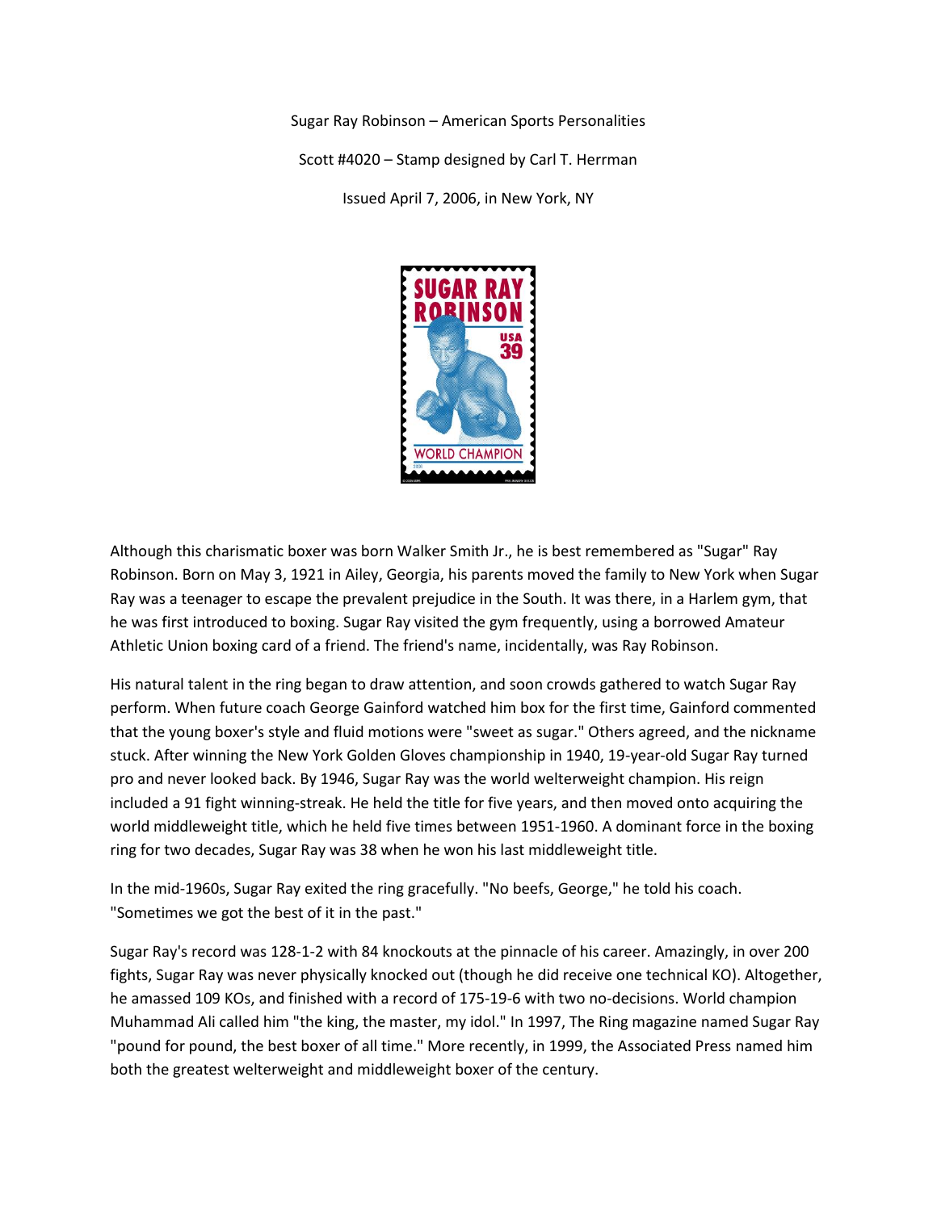Sugar Ray Robinson – American Sports Personalities

Scott #4020 – Stamp designed by Carl T. Herrman

Issued April 7, 2006, in New York, NY

Although this charismatic boxer was born Walker Smith Jr., he is best remembered as "Sugar" Ray Robinson. Born on May 3, 1921 in Ailey, Georgia, his parents moved the family to New York when Sugar Ray was a teenager to escape the prevalent prejudice in the South. It was there, in a Harlem gym, that he was first introduced to boxing. Sugar Ray visited the gym frequently, using a borrowed Amateur Athletic Union boxing card of a friend. The friend's name, incidentally, was Ray Robinson.

His natural talent in the ring began to draw attention, and soon crowds gathered to watch Sugar Ray perform. When future coach George Gainford watched him box for the first time, Gainford commented that the young boxer's style and fluid motions were "sweet as sugar." Others agreed, and the nickname stuck. After winning the New York Golden Gloves championship in 1940, 19-year-old Sugar Ray turned pro and never looked back. By 1946, Sugar Ray was the world welterweight champion. His reign included a 91 fight winning-streak. He held the title for five years, and then moved onto acquiring the world middleweight title, which he held five times between 1951-1960. A dominant force in the boxing ring for two decades, Sugar Ray was 38 when he won his last middleweight title.

In the mid-1960s, Sugar Ray exited the ring gracefully. "No beefs, George," he told his coach. "Sometimes we got the best of it in the past."

Sugar Ray's record was 128-1-2 with 84 knockouts at the pinnacle of his career. Amazingly, in over 200 fights, Sugar Ray was never physically knocked out (though he did receive one technical KO). Altogether, he amassed 109 KOs, and finished with a record of 175-19-6 with two no-decisions. World champion Muhammad Ali called him "the king, the master, my idol." In 1997, The Ring magazine named Sugar Ray "pound for pound, the best boxer of all time." More recently, in 1999, the Associated Press named him both the greatest welterweight and middleweight boxer of the century.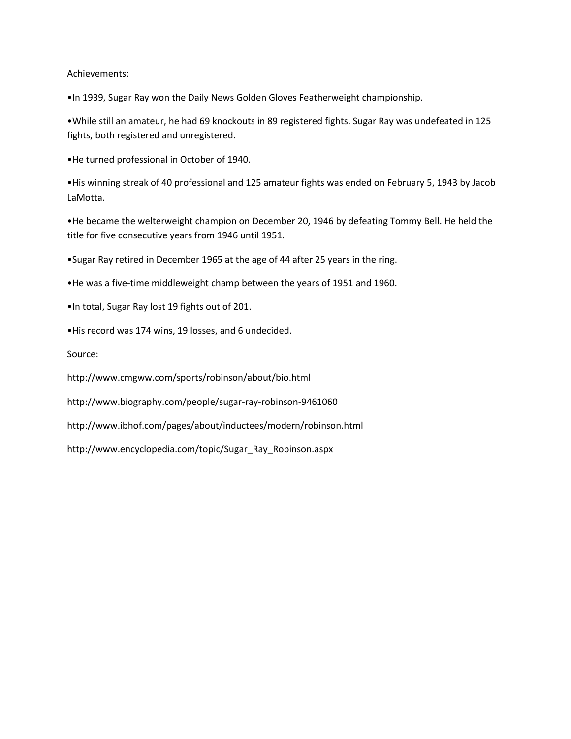Achievements:

•In 1939, Sugar Ray won the Daily News Golden Gloves Featherweight championship.

•While still an amateur, he had 69 knockouts in 89 registered fights. Sugar Ray was undefeated in 125 fights, both registered and unregistered.

•He turned professional in October of 1940.

•His winning streak of 40 professional and 125 amateur fights was ended on February 5, 1943 by Jacob LaMotta.

•He became the welterweight champion on December 20, 1946 by defeating Tommy Bell. He held the title for five consecutive years from 1946 until 1951.

•Sugar Ray retired in December 1965 at the age of 44 after 25 years in the ring.

•He was a five-time middleweight champ between the years of 1951 and 1960.

•In total, Sugar Ray lost 19 fights out of 201.

•His record was 174 wins, 19 losses, and 6 undecided.

Source:

http://www.cmgww.com/sports/robinson/about/bio.html

http://www.biography.com/people/sugar-ray-robinson-9461060

http://www.ibhof.com/pages/about/inductees/modern/robinson.html

http://www.encyclopedia.com/topic/Sugar_Ray_Robinson.aspx